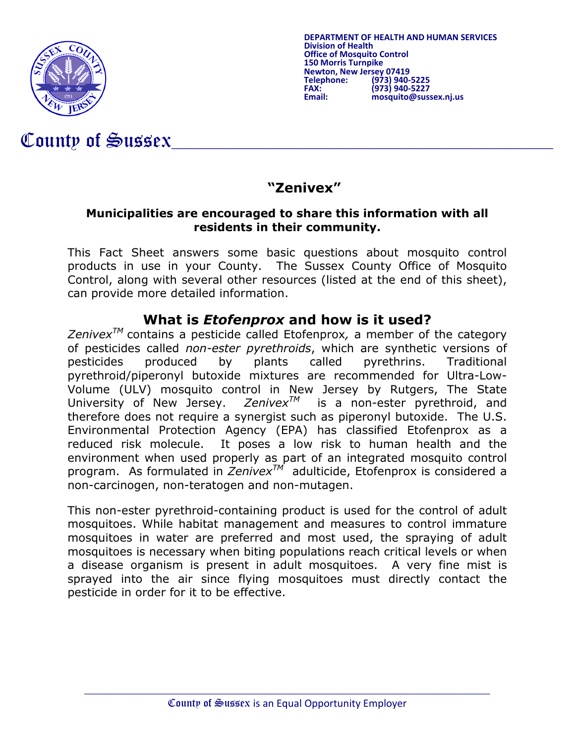DEPARTMENT OF HEALTH AND HUMAN SERVICES
Division of Health
Office of Mosquito Control
150 Morris Turnpike
Newton, New Jersey 07419
Telephone: (973) 940-5225
FAX: (973) 940-5227
Email: mosquito@sussex.nj.us

County of Sussex

# "Zenivex"

**Municipalities are encouraged to share this information with all residents in their community.**

This Fact Sheet answers some basic questions about mosquito control products in use in your County. The Sussex County Office of Mosquito Control, along with several other resources (listed at the end of this sheet), can provide more detailed information.

## What is *Etofenprox* and how is it used?

*Zenivex*™ contains a pesticide called Etofenprox, a member of the category of pesticides called *non-ester pyrethroids*, which are synthetic versions of pesticides produced by plants called pyrethrins. Traditional pyrethroid/piperonyl butoxide mixtures are recommended for Ultra-Low-Volume (ULV) mosquito control in New Jersey by Rutgers, The State University of New Jersey. *Zenivex*™ is a non-ester pyrethroid, and therefore does not require a synergist such as piperonyl butoxide. The U.S. Environmental Protection Agency (EPA) has classified Etofenprox as a reduced risk molecule. It poses a low risk to human health and the environment when used properly as part of an integrated mosquito control program. As formulated in *Zenivex*™ adulticide, Etofenprox is considered a non-carcinogen, non-teratogen and non-mutagen.

This non-ester pyrethroid-containing product is used for the control of adult mosquitoes. While habitat management and measures to control immature mosquitoes in water are preferred and most used, the spraying of adult mosquitoes is necessary when biting populations reach critical levels or when a disease organism is present in adult mosquitoes. A very fine mist is sprayed into the air since flying mosquitoes must directly contact the pesticide in order for it to be effective.

County of Sussex is an Equal Opportunity Employer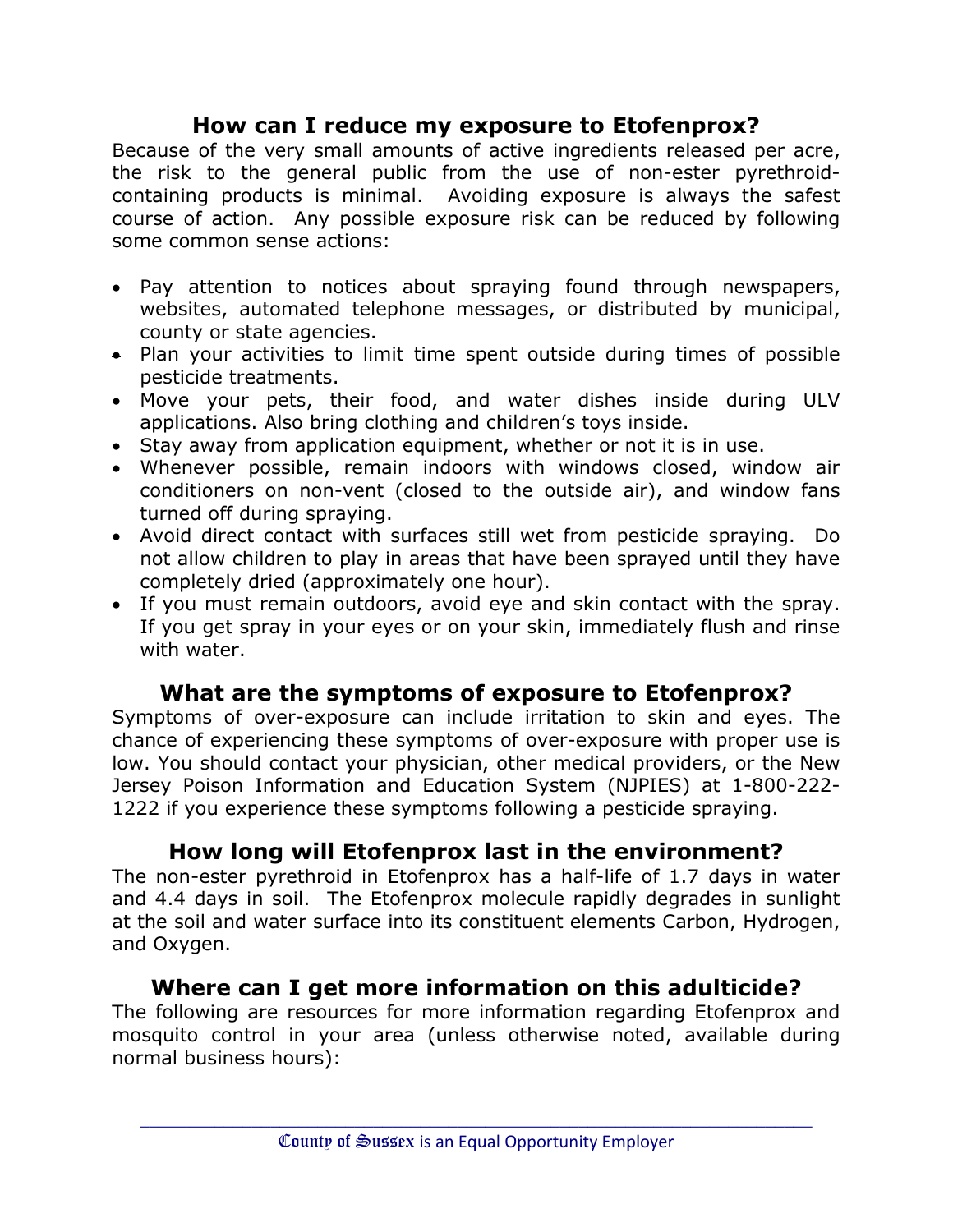## How can I reduce my exposure to Etofenprox?

Because of the very small amounts of active ingredients released per acre, the risk to the general public from the use of non-ester pyrethroid-containing products is minimal. Avoiding exposure is always the safest course of action. Any possible exposure risk can be reduced by following some common sense actions:

- Pay attention to notices about spraying found through newspapers, websites, automated telephone messages, or distributed by municipal, county or state agencies.
- Plan your activities to limit time spent outside during times of possible pesticide treatments.
- Move your pets, their food, and water dishes inside during ULV applications. Also bring clothing and children's toys inside.
- Stay away from application equipment, whether or not it is in use.
- Whenever possible, remain indoors with windows closed, window air conditioners on non-vent (closed to the outside air), and window fans turned off during spraying.
- Avoid direct contact with surfaces still wet from pesticide spraying. Do not allow children to play in areas that have been sprayed until they have completely dried (approximately one hour).
- If you must remain outdoors, avoid eye and skin contact with the spray. If you get spray in your eyes or on your skin, immediately flush and rinse with water.

## What are the symptoms of exposure to Etofenprox?

Symptoms of over-exposure can include irritation to skin and eyes. The chance of experiencing these symptoms of over-exposure with proper use is low. You should contact your physician, other medical providers, or the New Jersey Poison Information and Education System (NJPIES) at 1-800-222-1222 if you experience these symptoms following a pesticide spraying.

## How long will Etofenprox last in the environment?

The non-ester pyrethroid in Etofenprox has a half-life of 1.7 days in water and 4.4 days in soil. The Etofenprox molecule rapidly degrades in sunlight at the soil and water surface into its constituent elements Carbon, Hydrogen, and Oxygen.

## Where can I get more information on this adulticide?

The following are resources for more information regarding Etofenprox and mosquito control in your area (unless otherwise noted, available during normal business hours):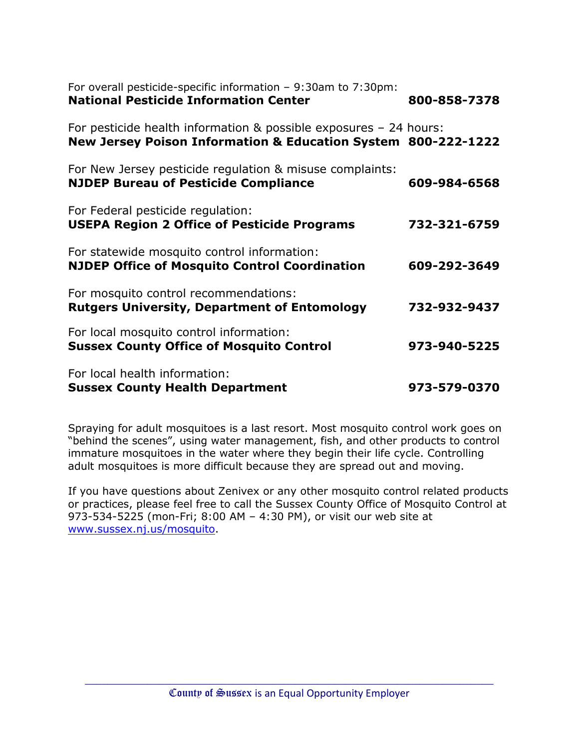For overall pesticide-specific information – 9:30am to 7:30pm:
**National Pesticide Information Center** **800-858-7378**

For pesticide health information & possible exposures – 24 hours:
**New Jersey Poison Information & Education System** **800-222-1222**

For New Jersey pesticide regulation & misuse complaints:
**NJDEP Bureau of Pesticide Compliance** **609-984-6568**

For Federal pesticide regulation:
**USEPA Region 2 Office of Pesticide Programs** **732-321-6759**

For statewide mosquito control information:
**NJDEP Office of Mosquito Control Coordination** **609-292-3649**

For mosquito control recommendations:
**Rutgers University, Department of Entomology** **732-932-9437**

For local mosquito control information:
**Sussex County Office of Mosquito Control** **973-940-5225**

For local health information:
**Sussex County Health Department** **973-579-0370**

Spraying for adult mosquitoes is a last resort. Most mosquito control work goes on "behind the scenes", using water management, fish, and other products to control immature mosquitoes in the water where they begin their life cycle. Controlling adult mosquitoes is more difficult because they are spread out and moving.

If you have questions about Zenivex or any other mosquito control related products or practices, please feel free to call the Sussex County Office of Mosquito Control at 973-534-5225 (mon-Fri; 8:00 AM – 4:30 PM), or visit our web site at [www.sussex.nj.us/mosquito](www.sussex.nj.us/mosquito).

County of Sussex is an Equal Opportunity Employer